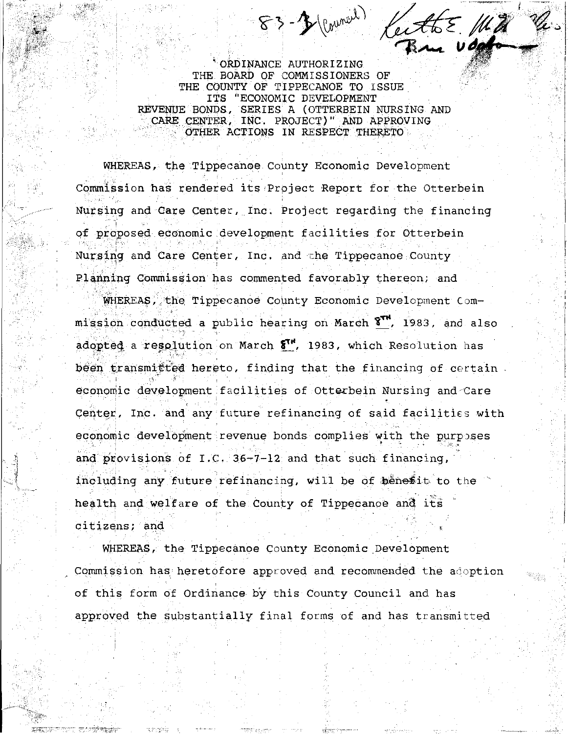83-3 (Council) Keith E. McMillin Bruce Osborn

# ORDINANCE AUTHORIZING THE BOARD OF COMMISSIONERS OF THE COUNTY OF TIPPECANOE TO ISSUE ITS "ECONOMIC DEVELOPMENT REVENUE BONDS, SERIES A (OTTERBEIN NURSING AND CARE CENTER, INC. PROJECT)" AND APPROVING OTHER ACTIONS IN RESPECT THERETO

WHEREAS, the Tippecanoe County Economic Development Commission has rendered its Project Report for the Otterbein Nursing and Care Center, Inc. Project regarding the financing of proposed economic development facilities for Otterbein Nursing and Care Center, Inc. and the Tippecanoe County Planning Commission has commented favorably thereon; and

WHEREAS, the Tippecanoe County Economic Development Commission conducted a public hearing on March 8TH, 1983, and also adopted a resolution on March 8TH, 1983, which Resolution has been transmitted hereto, finding that the financing of certain economic development facilities of Otterbein Nursing and Care Center, Inc. and any future refinancing of said facilities with economic development revenue bonds complies with the purposes and provisions of I.C. 36-7-12 and that such financing, including any future refinancing, will be of benefit to the health and welfare of the County of Tippecanoe and its citizens; and

WHEREAS, the Tippecanoe County Economic Development Commission has heretofore approved and recommended the adoption of this form of Ordinance by this County Council and has approved the substantially final forms of and has transmitted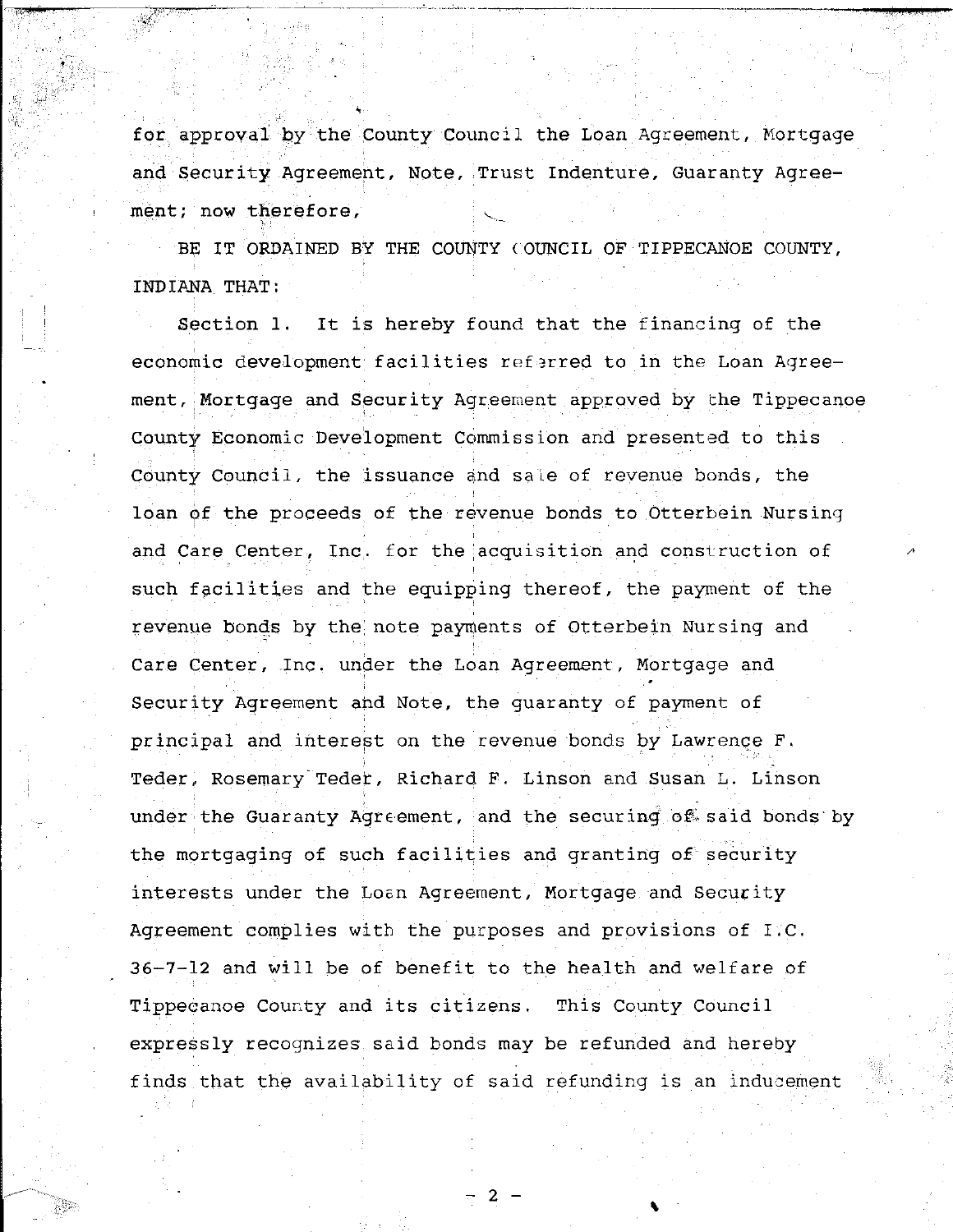for approval by the County Council the Loan Agreement, Mortgage and Security Agreement, Note, Trust Indenture, Guaranty Agreement; now therefore,

BE IT ORDAINED BY THE COUNTY COUNCIL OF TIPPECANOE COUNTY, INDIANA THAT:

Section 1. It is hereby found that the financing of the economic development facilities referred to in the Loan Agreement, Mortgage and Security Agreement approved by the Tippecanoe County Economic Development Commission and presented to this County Council, the issuance and sale of revenue bonds, the loan of the proceeds of the revenue bonds to Otterbein Nursing and Care Center, Inc. for the acquisition and construction of such facilities and the equipping thereof, the payment of the revenue bonds by the note payments of Otterbein Nursing and Care Center, Inc. under the Loan Agreement, Mortgage and Security Agreement and Note, the guaranty of payment of principal and interest on the revenue bonds by Lawrence F. Teder, Rosemary Teder, Richard F. Linson and Susan L. Linson under the Guaranty Agreement, and the securing of said bonds by the mortgaging of such facilities and granting of security interests under the Loan Agreement, Mortgage and Security Agreement complies with the purposes and provisions of I.C. 36-7-12 and will be of benefit to the health and welfare of Tippecanoe County and its citizens. This County Council expressly recognizes said bonds may be refunded and hereby finds that the availability of said refunding is an inducement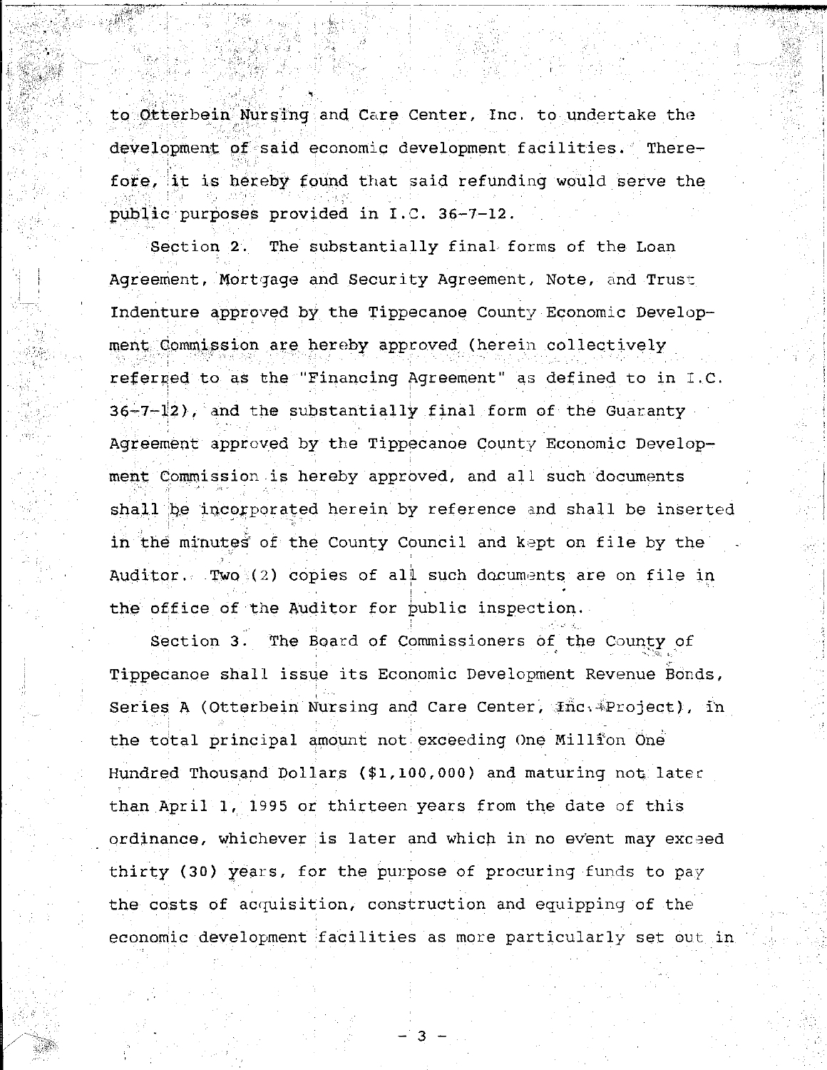to Otterbein Nursing and Care Center, Inc. to undertake the development of said economic development facilities. Therefore, it is hereby found that said refunding would serve the public purposes provided in I.C. 36-7-12.

Section 2. The substantially final forms of the Loan Agreement, Mortgage and Security Agreement, Note, and Trust Indenture approved by the Tippecanoe County Economic Development Commission are hereby approved (herein collectively referred to as the "Financing Agreement" as defined to in I.C. 36-7-12), and the substantially final form of the Guaranty Agreement approved by the Tippecanoe County Economic Development Commission is hereby approved, and all such documents shall be incorporated herein by reference and shall be inserted in the minutes of the County Council and kept on file by the Auditor. Two (2) copies of all such documents are on file in the office of the Auditor for public inspection.

Section 3. The Board of Commissioners of the County of Tippecanoe shall issue its Economic Development Revenue Bonds, Series A (Otterbein Nursing and Care Center, Inc. Project), in the total principal amount not exceeding One Million One Hundred Thousand Dollars ($1,100,000) and maturing not later than April 1, 1995 or thirteen years from the date of this ordinance, whichever is later and which in no event may exceed thirty (30) years, for the purpose of procuring funds to pay the costs of acquisition, construction and equipping of the economic development facilities as more particularly set out in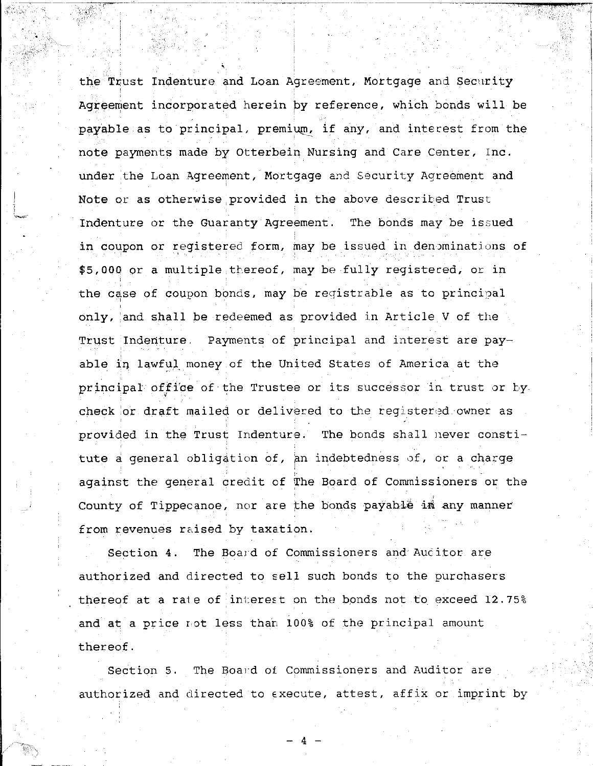the Trust Indenture and Loan Agreement, Mortgage and Security Agreement incorporated herein by reference, which bonds will be payable as to principal, premium, if any, and interest from the note payments made by Otterbein Nursing and Care Center, Inc. under the Loan Agreement, Mortgage and Security Agreement and Note or as otherwise provided in the above described Trust Indenture or the Guaranty Agreement. The bonds may be issued in coupon or registered form, may be issued in denominations of $5,000 or a multiple thereof, may be fully registered, or in the case of coupon bonds, may be registrable as to principal only, and shall be redeemed as provided in Article V of the Trust Indenture. Payments of principal and interest are payable in lawful money of the United States of America at the principal office of the Trustee or its successor in trust or by check or draft mailed or delivered to the registered owner as provided in the Trust Indenture. The bonds shall never constitute a general obligation of, an indebtedness of, or a charge against the general credit of The Board of Commissioners or the County of Tippecanoe, nor are the bonds payable in any manner from revenues raised by taxation.

Section 4. The Board of Commissioners and Auditor are authorized and directed to sell such bonds to the purchasers thereof at a rate of interest on the bonds not to exceed 12.75% and at a price not less than 100% of the principal amount thereof.

Section 5. The Board of Commissioners and Auditor are authorized and directed to execute, attest, affix or imprint by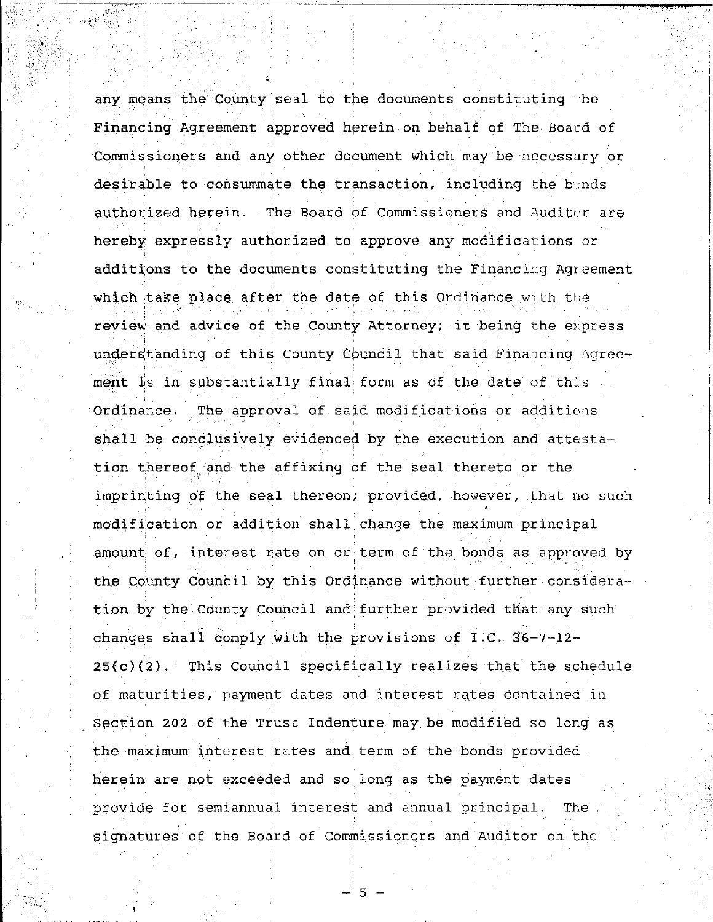any means the County seal to the documents constituting the Financing Agreement approved herein on behalf of The Board of Commissioners and any other document which may be necessary or desirable to consummate the transaction, including the bonds authorized herein. The Board of Commissioners and Auditor are hereby expressly authorized to approve any modifications or additions to the documents constituting the Financing Agreement which take place after the date of this Ordinance with the review and advice of the County Attorney; it being the express understanding of this County Council that said Financing Agreement is in substantially final form as of the date of this Ordinance. The approval of said modifications or additions shall be conclusively evidenced by the execution and attestation thereof and the affixing of the seal thereto or the imprinting of the seal thereon; provided, however, that no such modification or addition shall change the maximum principal amount of, interest rate on or term of the bonds as approved by the County Council by this Ordinance without further consideration by the County Council and further provided that any such changes shall comply with the provisions of I.C. 36-7-12-25(c)(2). This Council specifically realizes that the schedule of maturities, payment dates and interest rates contained in Section 202 of the Trust Indenture may be modified so long as the maximum interest rates and term of the bonds provided herein are not exceeded and so long as the payment dates provide for semiannual interest and annual principal. The signatures of the Board of Commissioners and Auditor on the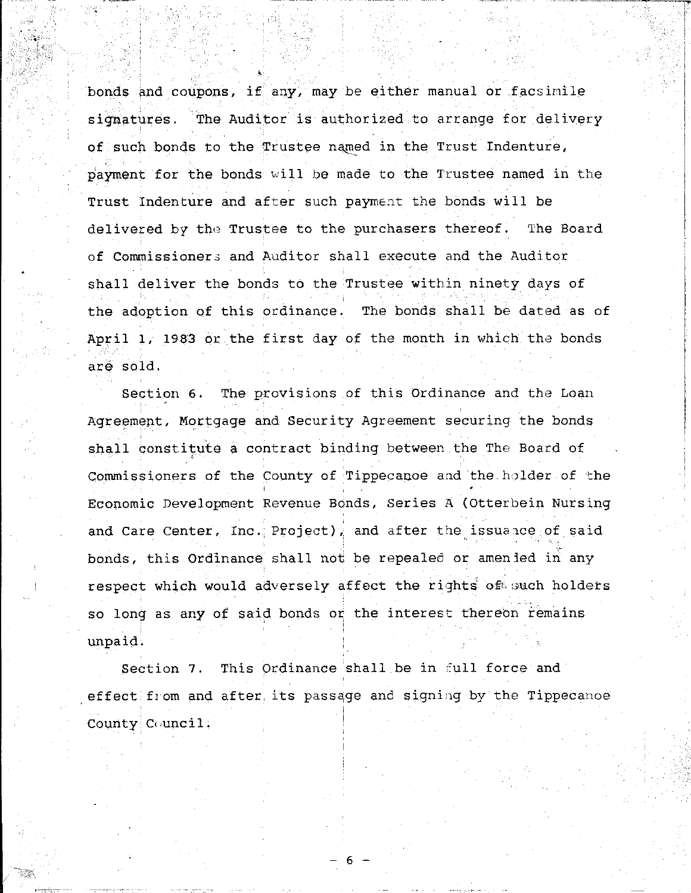bonds and coupons, if any, may be either manual or facsimile signatures. The Auditor is authorized to arrange for delivery of such bonds to the Trustee named in the Trust Indenture, payment for the bonds will be made to the Trustee named in the Trust Indenture and after such payment the bonds will be delivered by the Trustee to the purchasers thereof. The Board of Commissioners and Auditor shall execute and the Auditor shall deliver the bonds to the Trustee within ninety days of the adoption of this ordinance. The bonds shall be dated as of April 1, 1983 or the first day of the month in which the bonds are sold.

Section 6. The provisions of this Ordinance and the Loan Agreement, Mortgage and Security Agreement securing the bonds shall constitute a contract binding between the The Board of Commissioners of the County of Tippecanoe and the holder of the Economic Development Revenue Bonds, Series A (Otterbein Nursing and Care Center, Inc. Project), and after the issuance of said bonds, this Ordinance shall not be repealed or amended in any respect which would adversely affect the rights of such holders so long as any of said bonds or the interest thereon remains unpaid.

Section 7. This Ordinance shall be in full force and effect from and after its passage and signing by the Tippecanoe County Council.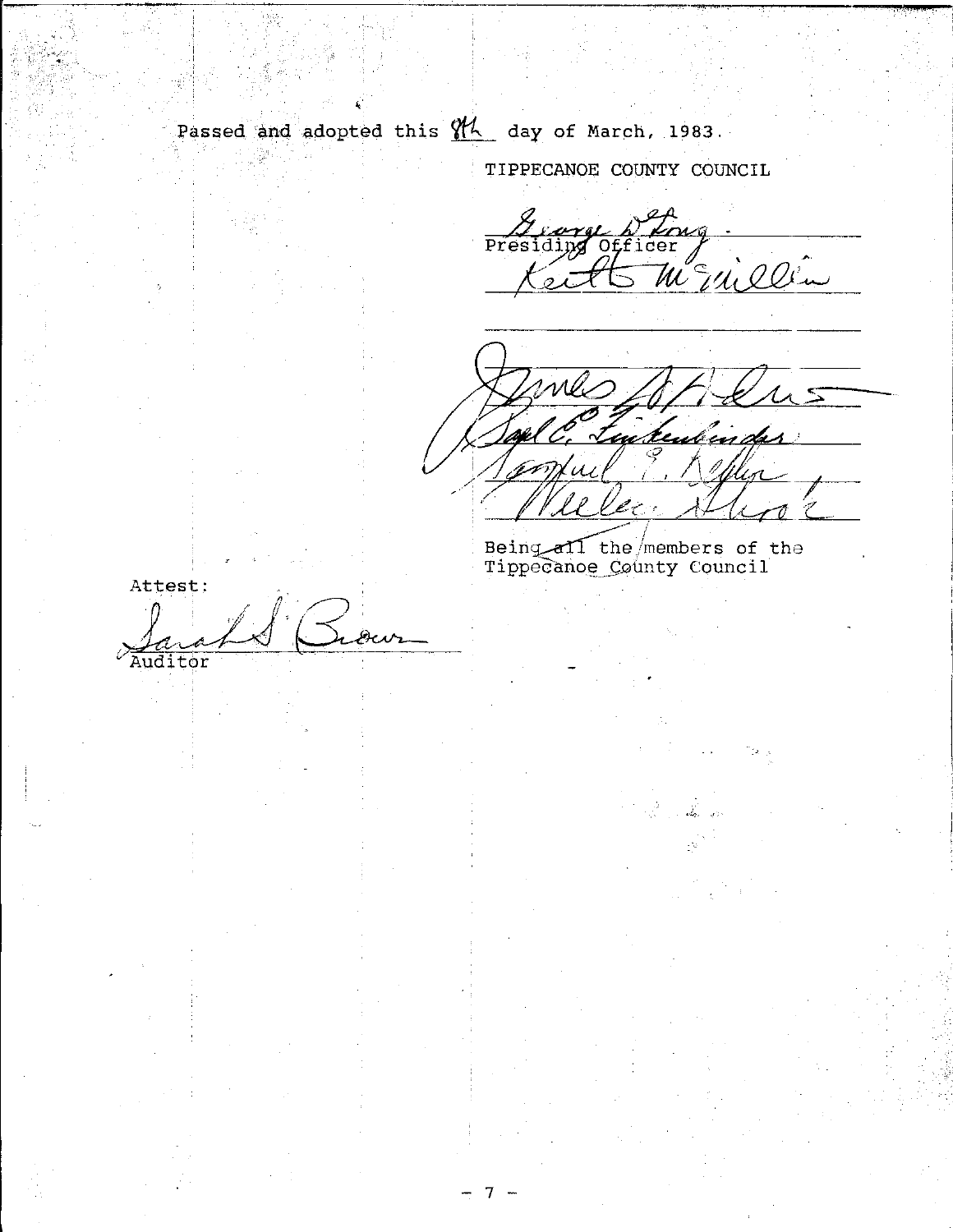Passed and adopted this 9th day of March, 1983.

TIPPECANOE COUNTY COUNCIL

George D. Long
Presiding Officer

Keith McMillin

James A. Adams

Joel C. Finkenbinder

Samuel E. Kepler

Willie Ahrens

Being all the members of the Tippecanoe County Council

Attest:

Sarah S. Brown
Auditor